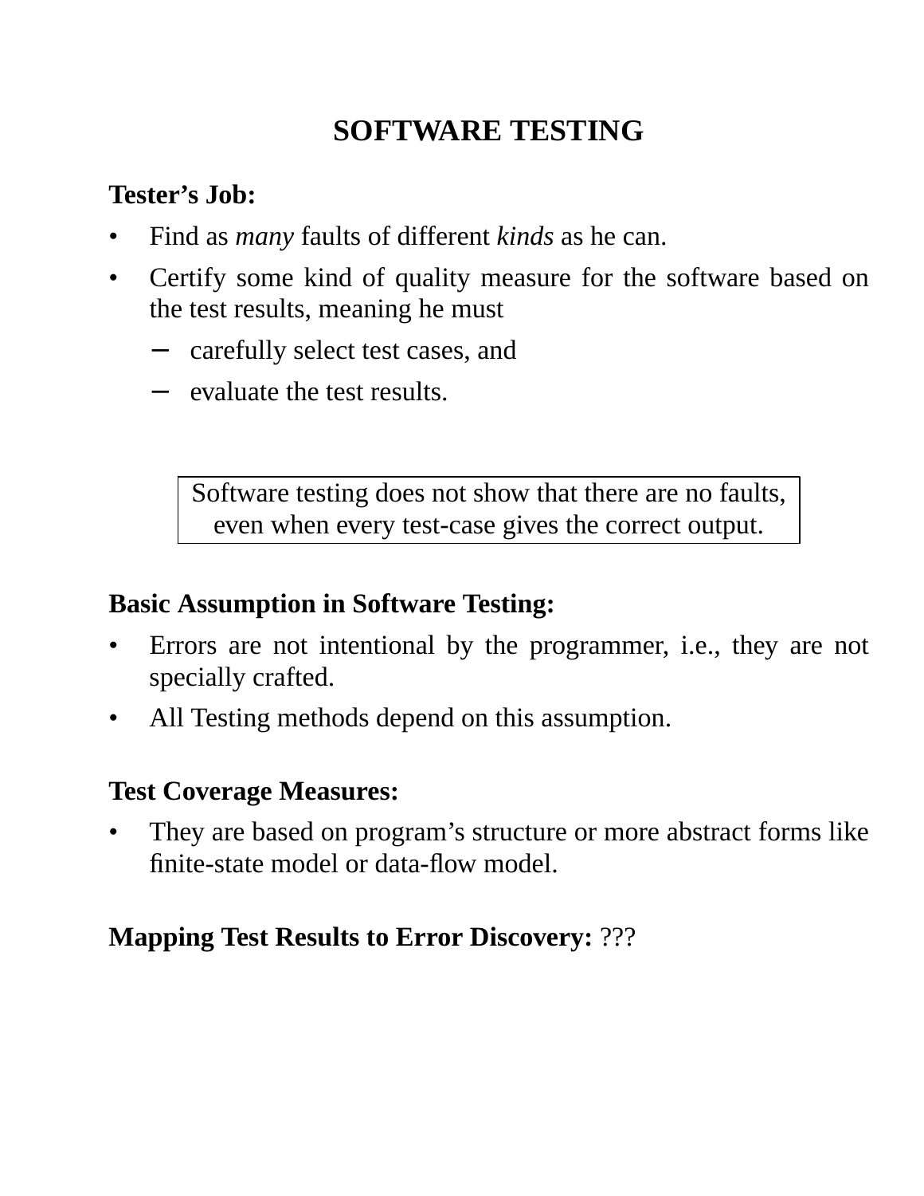# SOFTWARE TESTING

**Tester's Job:**

- Find as *many* faults of different *kinds* as he can.
- Certify some kind of quality measure for the software based on the test results, meaning he must
  - carefully select test cases, and
  - evaluate the test results.

> Software testing does not show that there are no faults, even when every test-case gives the correct output.

**Basic Assumption in Software Testing:**

- Errors are not intentional by the programmer, i.e., they are not specially crafted.
- All Testing methods depend on this assumption.

**Test Coverage Measures:**

- They are based on program's structure or more abstract forms like finite-state model or data-flow model.

**Mapping Test Results to Error Discovery:** ???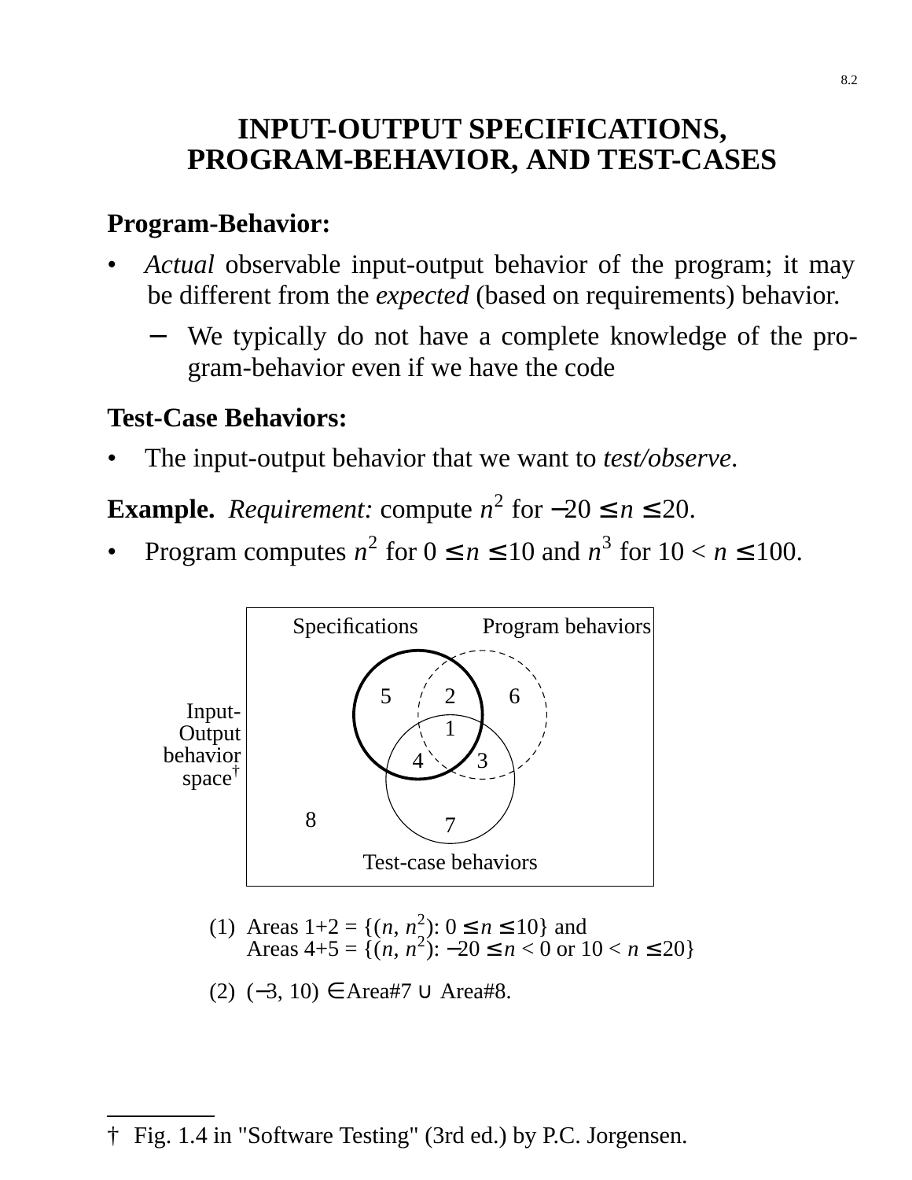# INPUT-OUTPUT SPECIFICATIONS, PROGRAM-BEHAVIOR, AND TEST-CASES

**Program-Behavior:**

- *Actual* observable input-output behavior of the program; it may be different from the *expected* (based on requirements) behavior.
  - We typically do not have a complete knowledge of the program-behavior even if we have the code

**Test-Case Behaviors:**

- The input-output behavior that we want to *test/observe*.

**Example.** *Requirement:* compute $n^2$ for $-20 \le n \le 20$.

- Program computes $n^2$ for $0 \le n \le 10$ and $n^3$ for $10 < n \le 100$.

Specifications | Program behaviors

Input-Output behavior space†

5 2 6
1
4 3
8 7

Test-case behaviors

(1) Areas 1+2 = $\{(n, n^2): 0 \le n \le 10\}$ and
Areas 4+5 = $\{(n, n^2): -20 \le n < 0 \text{ or } 10 < n \le 20\}$

(2) $(-3, 10) \in$ Area#7 $\cup$ Area#8.

---

† Fig. 1.4 in "Software Testing" (3rd ed.) by P.C. Jorgensen.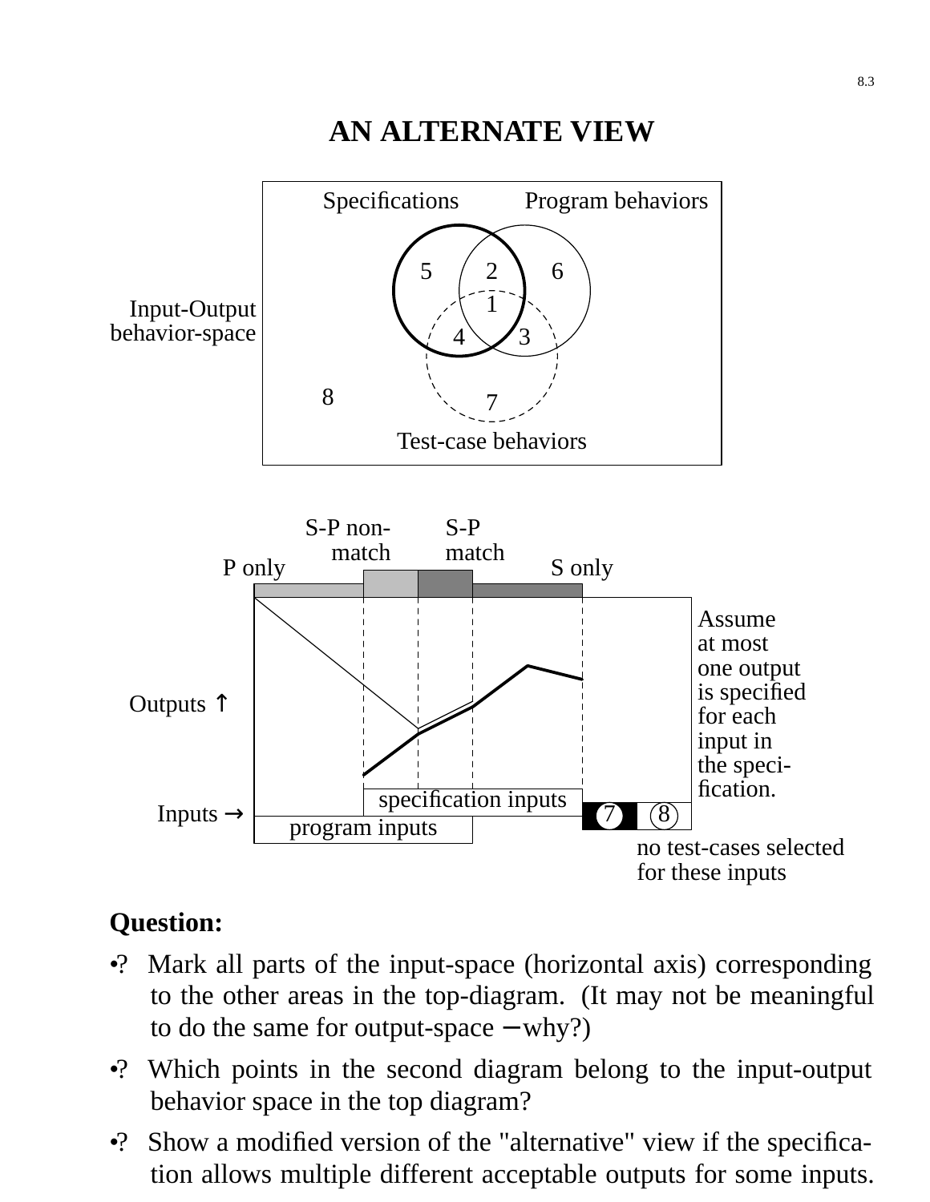# AN ALTERNATE VIEW

Specifications　Program behaviors

Input-Output behavior-space

5　2　6
1
4　3
8　7

Test-case behaviors

S-P non-match　S-P match
P only　S only

Outputs ↑

Inputs →

specification inputs

program inputs

7　8

Assume at most one output is specified for each input in the specification.

no test-cases selected for these inputs

**Question:**

- ? Mark all parts of the input-space (horizontal axis) corresponding to the other areas in the top-diagram. (It may not be meaningful to do the same for output-space − why?)
- ? Which points in the second diagram belong to the input-output behavior space in the top diagram?
- ? Show a modified version of the "alternative" view if the specification allows multiple different acceptable outputs for some inputs.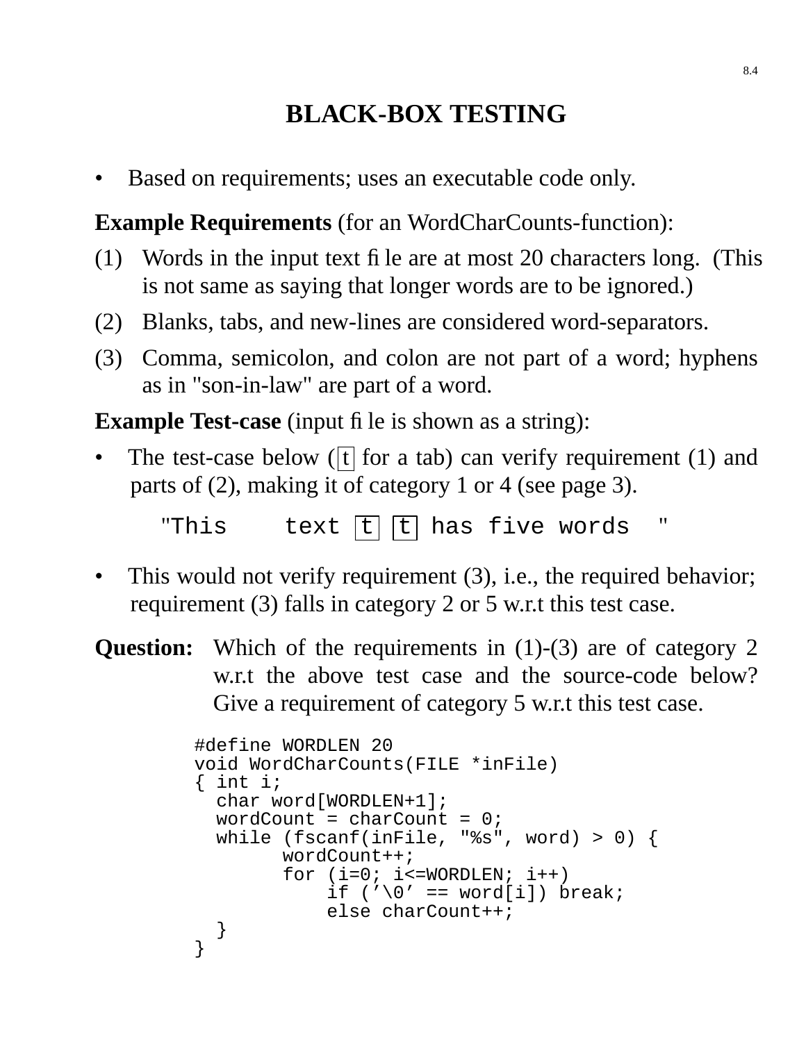# BLACK-BOX TESTING

- Based on requirements; uses an executable code only.

**Example Requirements** (for an WordCharCounts-function):

(1) Words in the input text file are at most 20 characters long. (This is not same as saying that longer words are to be ignored.)

(2) Blanks, tabs, and new-lines are considered word-separators.

(3) Comma, semicolon, and colon are not part of a word; hyphens as in "son-in-law" are part of a word.

**Example Test-case** (input file is shown as a string):

- The test-case below (t for a tab) can verify requirement (1) and parts of (2), making it of category 1 or 4 (see page 3).

```
"This    text t t has five words  "
```

- This would not verify requirement (3), i.e., the required behavior; requirement (3) falls in category 2 or 5 w.r.t this test case.

**Question:** Which of the requirements in (1)-(3) are of category 2 w.r.t the above test case and the source-code below? Give a requirement of category 5 w.r.t this test case.

```
#define WORDLEN 20
void WordCharCounts(FILE *inFile)
{ int i;
  char word[WORDLEN+1];
  wordCount = charCount = 0;
  while (fscanf(inFile, "%s", word) > 0) {
        wordCount++;
        for (i=0; i<=WORDLEN; i++)
            if ('\0' == word[i]) break;
            else charCount++;
  }
}
```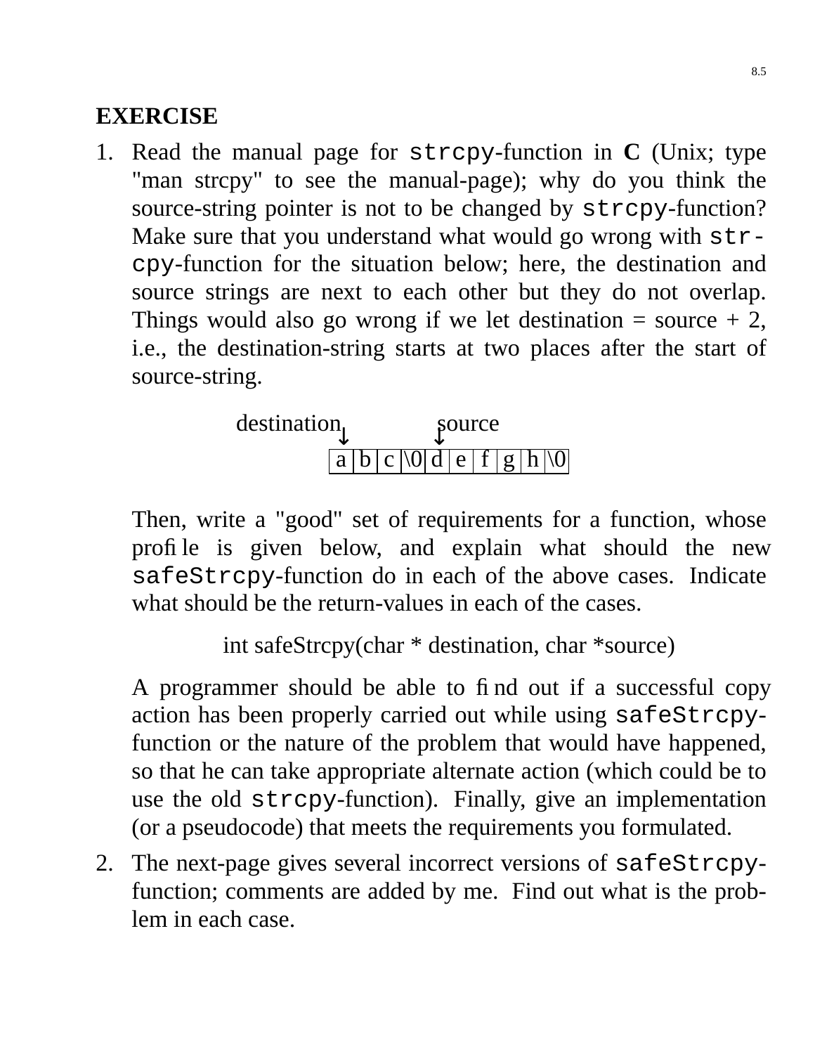## EXERCISE

1. Read the manual page for `strcpy`-function in **C** (Unix; type "man strcpy" to see the manual-page); why do you think the source-string pointer is not to be changed by `strcpy`-function? Make sure that you understand what would go wrong with `strcpy`-function for the situation below; here, the destination and source strings are next to each other but they do not overlap. Things would also go wrong if we let destination = source + 2, i.e., the destination-string starts at two places after the start of source-string.

   ```
   destination         source
       ↓                 ↓
     | a | b | c | \0 | d | e | f | g | h | \0 |
   ```

   Then, write a "good" set of requirements for a function, whose profile is given below, and explain what should the new `safeStrcpy`-function do in each of the above cases. Indicate what should be the return-values in each of the cases.

   ```
   int safeStrcpy(char * destination, char *source)
   ```

   A programmer should be able to find out if a successful copy action has been properly carried out while using `safeStrcpy`-function or the nature of the problem that would have happened, so that he can take appropriate alternate action (which could be to use the old `strcpy`-function). Finally, give an implementation (or a pseudocode) that meets the requirements you formulated.

2. The next-page gives several incorrect versions of `safeStrcpy`-function; comments are added by me. Find out what is the problem in each case.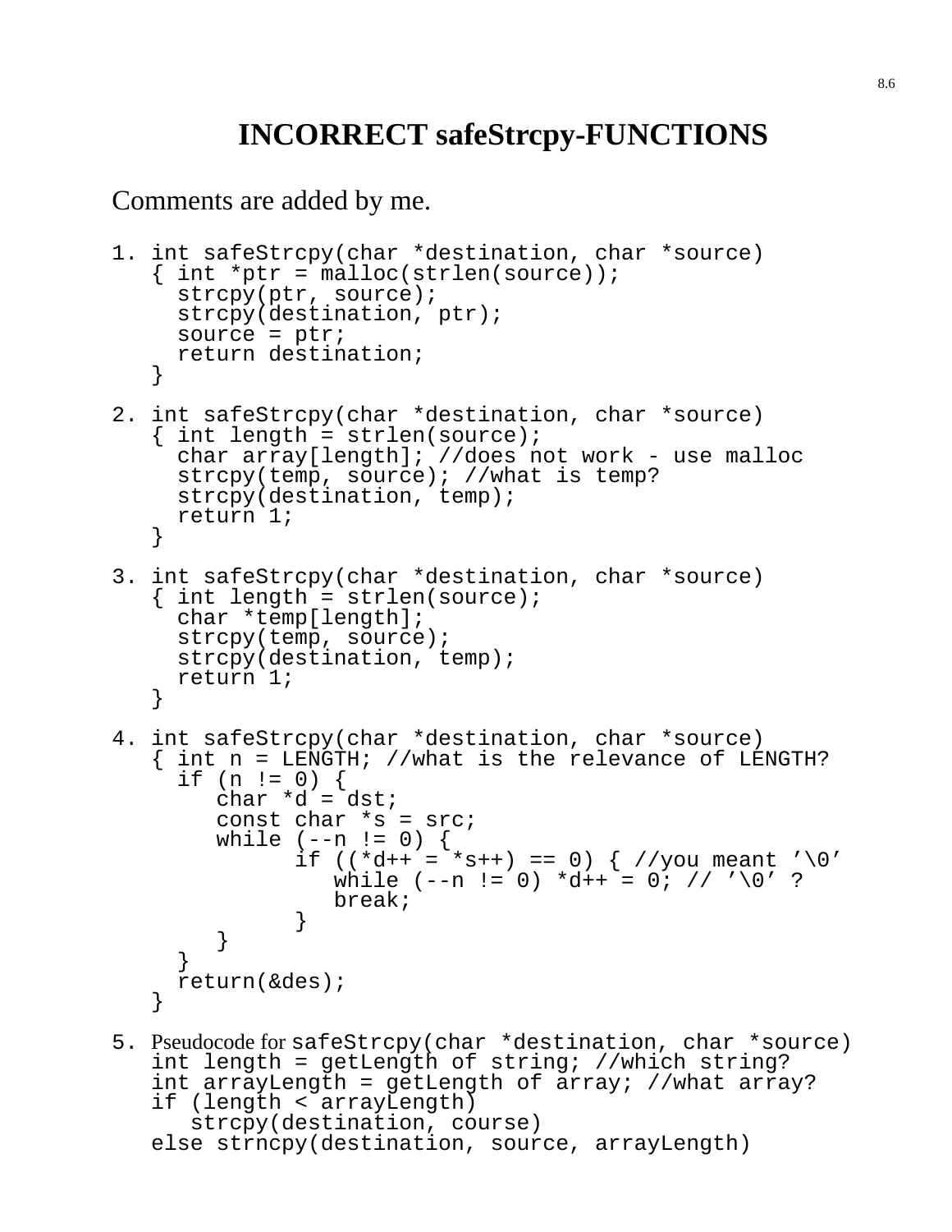# INCORRECT safeStrcpy-FUNCTIONS

Comments are added by me.

```
1. int safeStrcpy(char *destination, char *source)
   { int *ptr = malloc(strlen(source));
     strcpy(ptr, source);
     strcpy(destination, ptr);
     source = ptr;
     return destination;
   }

2. int safeStrcpy(char *destination, char *source)
   { int length = strlen(source);
     char array[length]; //does not work - use malloc
     strcpy(temp, source); //what is temp?
     strcpy(destination, temp);
     return 1;
   }

3. int safeStrcpy(char *destination, char *source)
   { int length = strlen(source);
     char *temp[length];
     strcpy(temp, source);
     strcpy(destination, temp);
     return 1;
   }

4. int safeStrcpy(char *destination, char *source)
   { int n = LENGTH; //what is the relevance of LENGTH?
     if (n != 0) {
        char *d = dst;
        const char *s = src;
        while (--n != 0) {
              if ((*d++ = *s++) == 0) { //you meant '\0'
                 while (--n != 0) *d++ = 0; // '\0' ?
                 break;
              }
        }
     }
     return(&des);
   }
```

5. Pseudocode for `safeStrcpy(char *destination, char *source)`

```
   int length = getLength of string; //which string?
   int arrayLength = getLength of array; //what array?
   if (length < arrayLength)
      strcpy(destination, course)
   else strncpy(destination, source, arrayLength)
```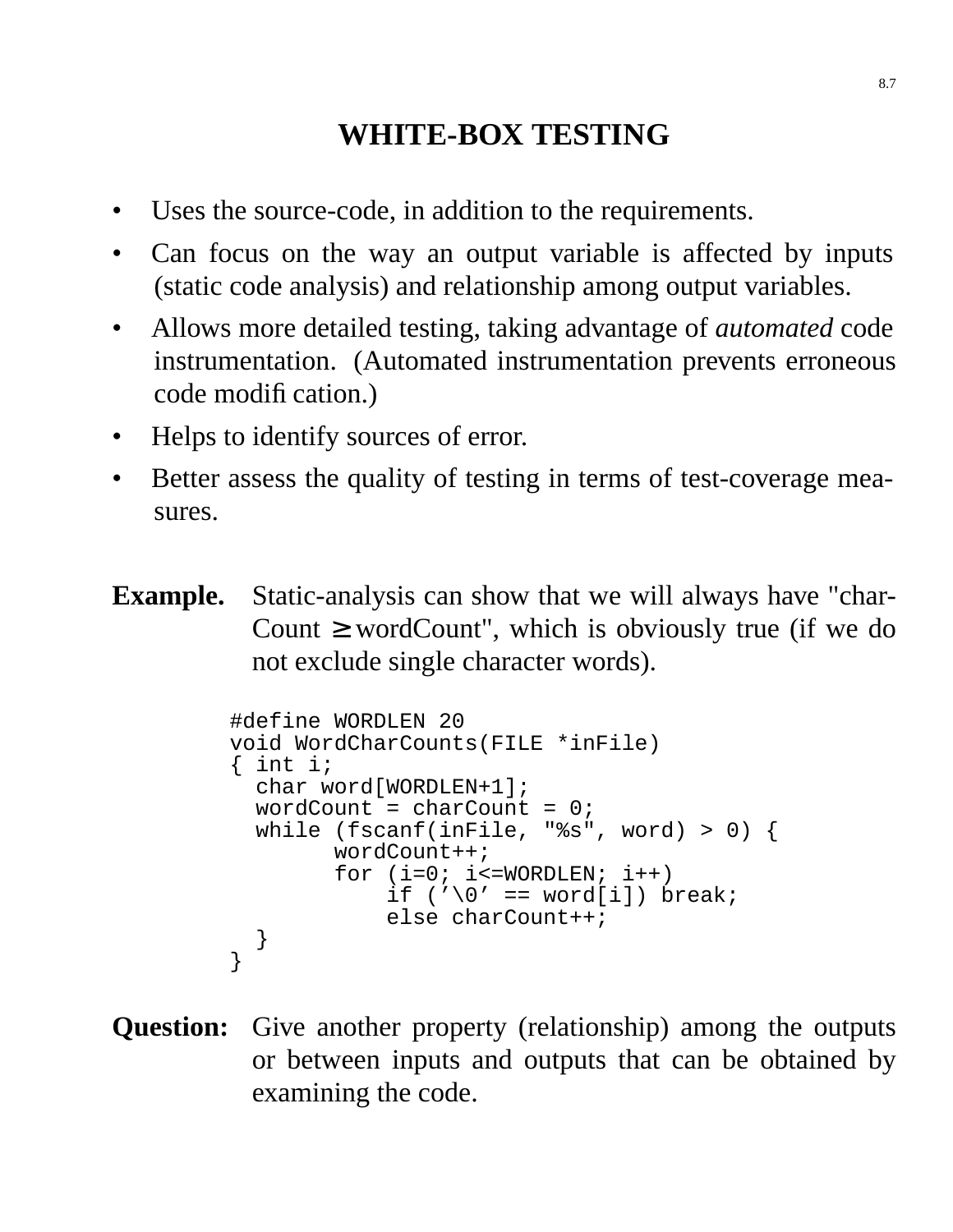# WHITE-BOX TESTING

- Uses the source-code, in addition to the requirements.
- Can focus on the way an output variable is affected by inputs (static code analysis) and relationship among output variables.
- Allows more detailed testing, taking advantage of *automated* code instrumentation. (Automated instrumentation prevents erroneous code modification.)
- Helps to identify sources of error.
- Better assess the quality of testing in terms of test-coverage measures.

**Example.** Static-analysis can show that we will always have "charCount $\geq$ wordCount", which is obviously true (if we do not exclude single character words).

```
#define WORDLEN 20
void WordCharCounts(FILE *inFile)
{ int i;
  char word[WORDLEN+1];
  wordCount = charCount = 0;
  while (fscanf(inFile, "%s", word) > 0) {
        wordCount++;
        for (i=0; i<=WORDLEN; i++)
            if ('\0' == word[i]) break;
            else charCount++;
  }
}
```

**Question:** Give another property (relationship) among the outputs or between inputs and outputs that can be obtained by examining the code.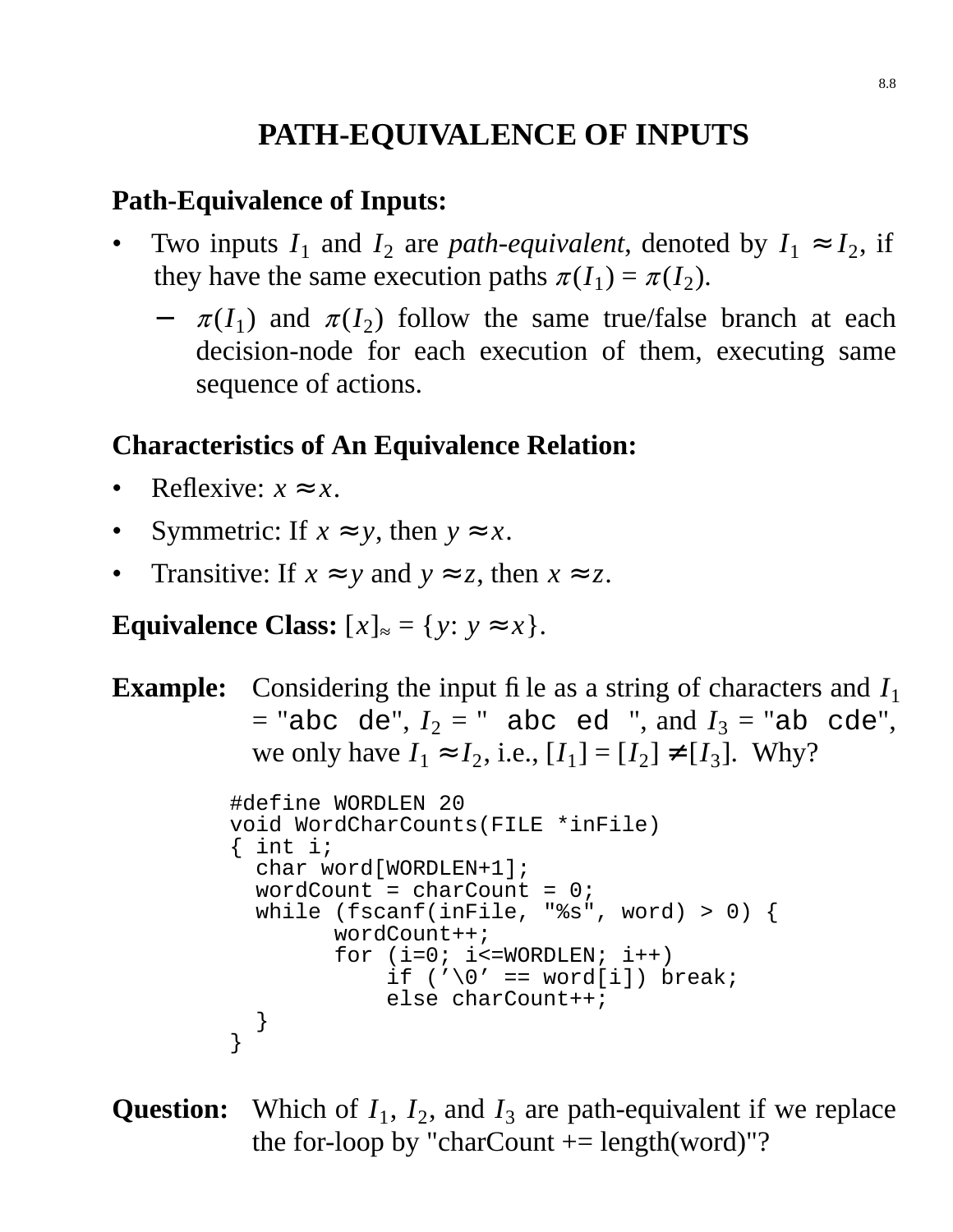# PATH-EQUIVALENCE OF INPUTS

**Path-Equivalence of Inputs:**

- Two inputs $I_1$ and $I_2$ are *path-equivalent*, denoted by $I_1 \approx I_2$, if they have the same execution paths $\pi(I_1) = \pi(I_2)$.
  - $\pi(I_1)$ and $\pi(I_2)$ follow the same true/false branch at each decision-node for each execution of them, executing same sequence of actions.

**Characteristics of An Equivalence Relation:**

- Reflexive: $x \approx x$.
- Symmetric: If $x \approx y$, then $y \approx x$.
- Transitive: If $x \approx y$ and $y \approx z$, then $x \approx z$.

**Equivalence Class:** $[x]_\approx = \{y: y \approx x\}$.

**Example:** Considering the input file as a string of characters and $I_1$ = "`abc de`", $I_2$ = "` abc ed `", and $I_3$ = "`ab cde`", we only have $I_1 \approx I_2$, i.e., $[I_1] = [I_2] \neq [I_3]$. Why?

```
#define WORDLEN 20
void WordCharCounts(FILE *inFile)
{ int i;
  char word[WORDLEN+1];
  wordCount = charCount = 0;
  while (fscanf(inFile, "%s", word) > 0) {
        wordCount++;
        for (i=0; i<=WORDLEN; i++)
            if ('\0' == word[i]) break;
            else charCount++;
  }
}
```

**Question:** Which of $I_1$, $I_2$, and $I_3$ are path-equivalent if we replace the for-loop by "charCount += length(word)"?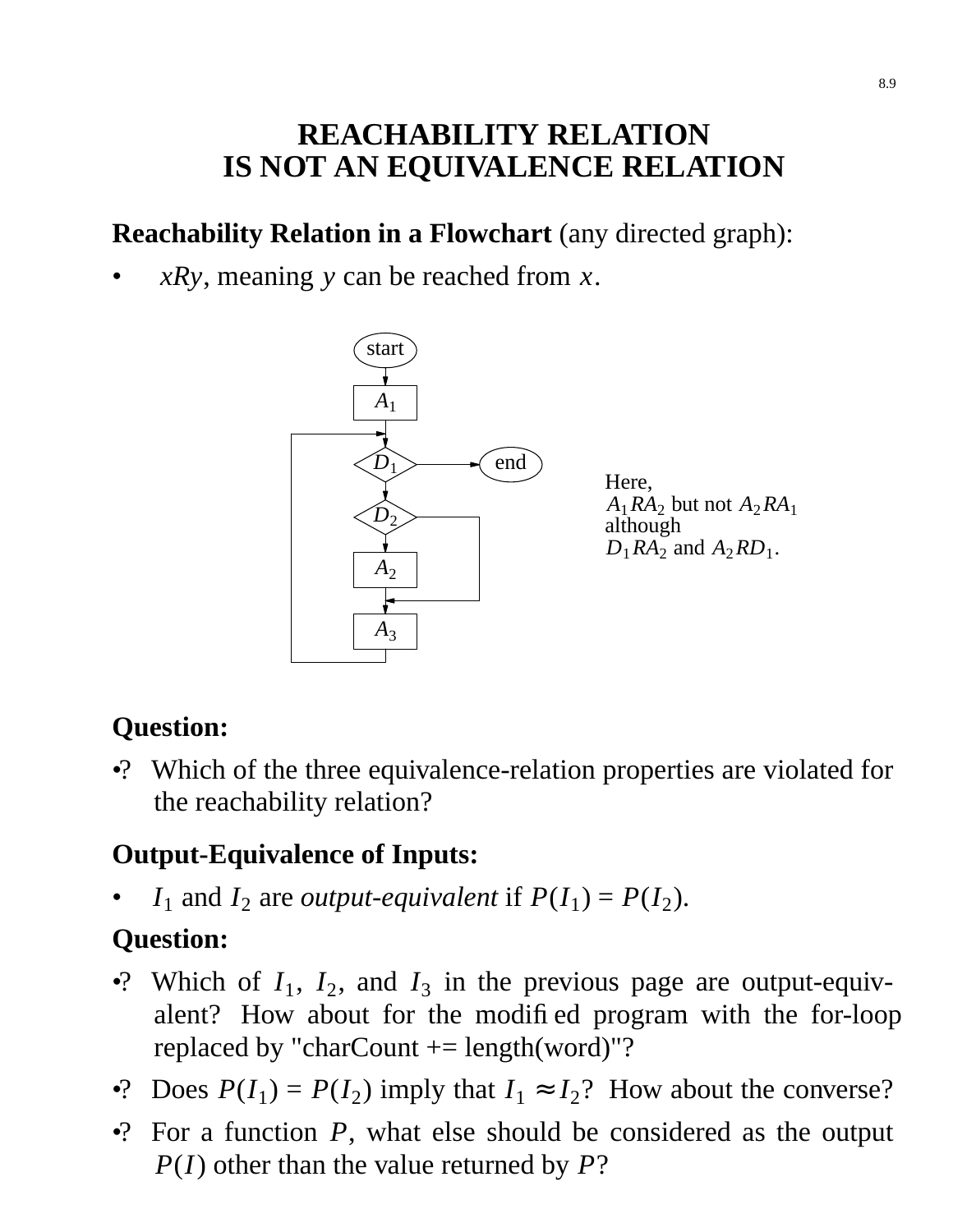# REACHABILITY RELATION IS NOT AN EQUIVALENCE RELATION

**Reachability Relation in a Flowchart** (any directed graph):

- $xRy$, meaning $y$ can be reached from $x$.

Here,
$A_1 R A_2$ but not $A_2 R A_1$
although
$D_1 R A_2$ and $A_2 R D_1$.

**Question:**

- ? Which of the three equivalence-relation properties are violated for the reachability relation?

**Output-Equivalence of Inputs:**

- $I_1$ and $I_2$ are *output-equivalent* if $P(I_1) = P(I_2)$.

**Question:**

- ? Which of $I_1$, $I_2$, and $I_3$ in the previous page are output-equivalent? How about for the modified program with the for-loop replaced by "charCount += length(word)"?
- ? Does $P(I_1) = P(I_2)$ imply that $I_1 \approx I_2$? How about the converse?
- ? For a function $P$, what else should be considered as the output $P(I)$ other than the value returned by $P$?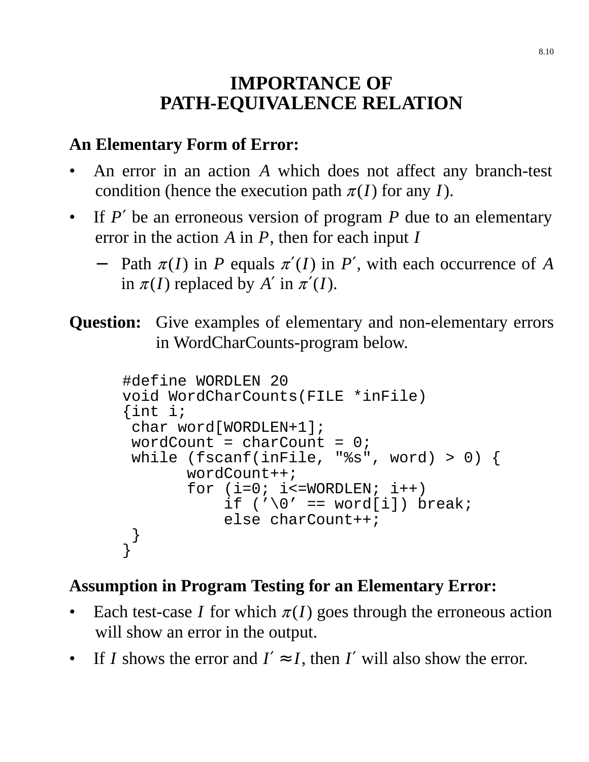# IMPORTANCE OF PATH-EQUIVALENCE RELATION

**An Elementary Form of Error:**

- An error in an action $A$ which does not affect any branch-test condition (hence the execution path $\pi(I)$ for any $I$).
- If $P'$ be an erroneous version of program $P$ due to an elementary error in the action $A$ in $P$, then for each input $I$
  - Path $\pi(I)$ in $P$ equals $\pi'(I)$ in $P'$, with each occurrence of $A$ in $\pi(I)$ replaced by $A'$ in $\pi'(I)$.

**Question:** Give examples of elementary and non-elementary errors in WordCharCounts-program below.

```
#define WORDLEN 20
void WordCharCounts(FILE *inFile)
{int i;
 char word[WORDLEN+1];
 wordCount = charCount = 0;
 while (fscanf(inFile, "%s", word) > 0) {
       wordCount++;
       for (i=0; i<=WORDLEN; i++)
           if ('\0' == word[i]) break;
           else charCount++;
 }
}
```

**Assumption in Program Testing for an Elementary Error:**

- Each test-case $I$ for which $\pi(I)$ goes through the erroneous action will show an error in the output.
- If $I$ shows the error and $I' \approx I$, then $I'$ will also show the error.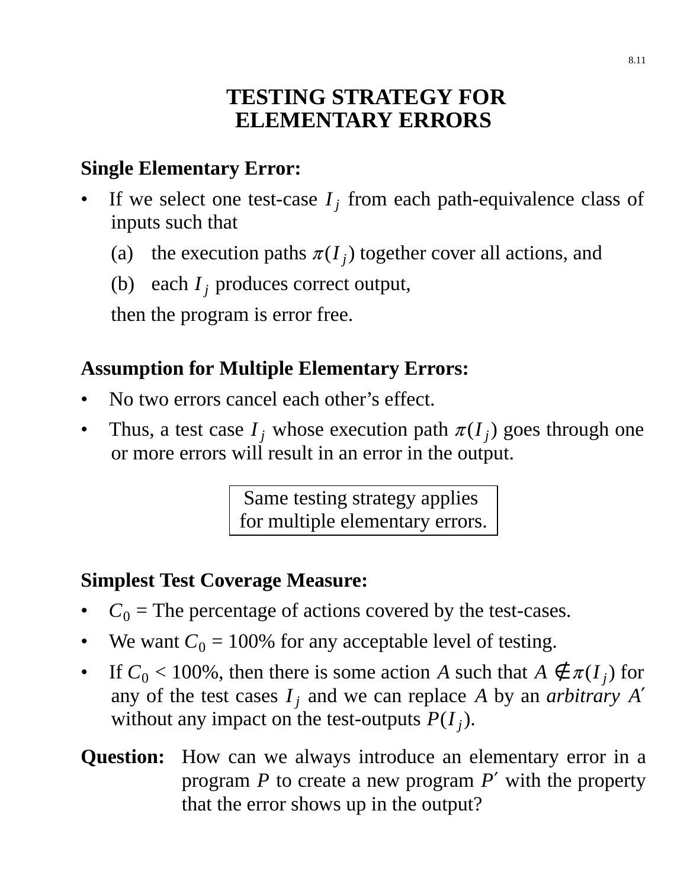# TESTING STRATEGY FOR ELEMENTARY ERRORS

**Single Elementary Error:**

- If we select one test-case $I_j$ from each path-equivalence class of inputs such that
  - (a) the execution paths $\pi(I_j)$ together cover all actions, and
  - (b) each $I_j$ produces correct output,

  then the program is error free.

**Assumption for Multiple Elementary Errors:**

- No two errors cancel each other's effect.
- Thus, a test case $I_j$ whose execution path $\pi(I_j)$ goes through one or more errors will result in an error in the output.

| Same testing strategy applies for multiple elementary errors. |
|---|

**Simplest Test Coverage Measure:**

- $C_0$ = The percentage of actions covered by the test-cases.
- We want $C_0$ = 100% for any acceptable level of testing.
- If $C_0$ < 100%, then there is some action $A$ such that $A \notin \pi(I_j)$ for any of the test cases $I_j$ and we can replace $A$ by an *arbitrary* $A'$ without any impact on the test-outputs $P(I_j)$.

**Question:** How can we always introduce an elementary error in a program $P$ to create a new program $P'$ with the property that the error shows up in the output?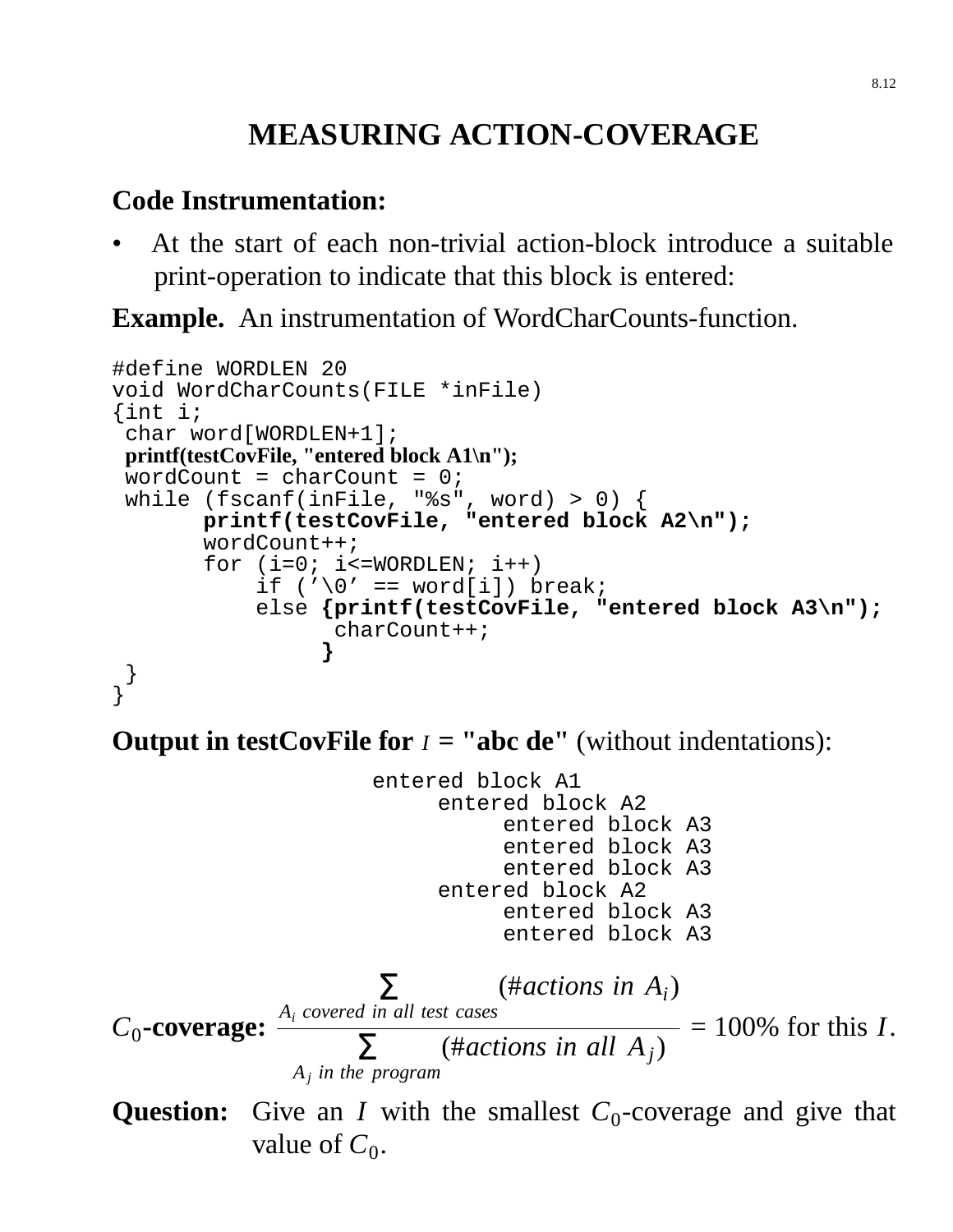# MEASURING ACTION-COVERAGE

**Code Instrumentation:**

- At the start of each non-trivial action-block introduce a suitable print-operation to indicate that this block is entered:

**Example.** An instrumentation of WordCharCounts-function.

```
#define WORDLEN 20
void WordCharCounts(FILE *inFile)
{int i;
 char word[WORDLEN+1];
 printf(testCovFile, "entered block A1\n");
 wordCount = charCount = 0;
 while (fscanf(inFile, "%s", word) > 0) {
       printf(testCovFile, "entered block A2\n");
       wordCount++;
       for (i=0; i<=WORDLEN; i++)
           if ('\0' == word[i]) break;
           else {printf(testCovFile, "entered block A3\n");
                 charCount++;
                }
 }
}
```

**Output in testCovFile for** $I$ **= "abc de"** (without indentations):

```
entered block A1
     entered block A2
          entered block A3
          entered block A3
          entered block A3
     entered block A2
          entered block A3
          entered block A3
```

$C_0$**-coverage:** $\dfrac{\displaystyle\sum_{A_i \text{ covered in all test cases}} (\#actions\ in\ A_i)}{\displaystyle\sum_{A_j \text{ in the program}} (\#actions\ in\ all\ A_j)} = 100\%$ for this $I$.

**Question:** Give an $I$ with the smallest $C_0$-coverage and give that value of $C_0$.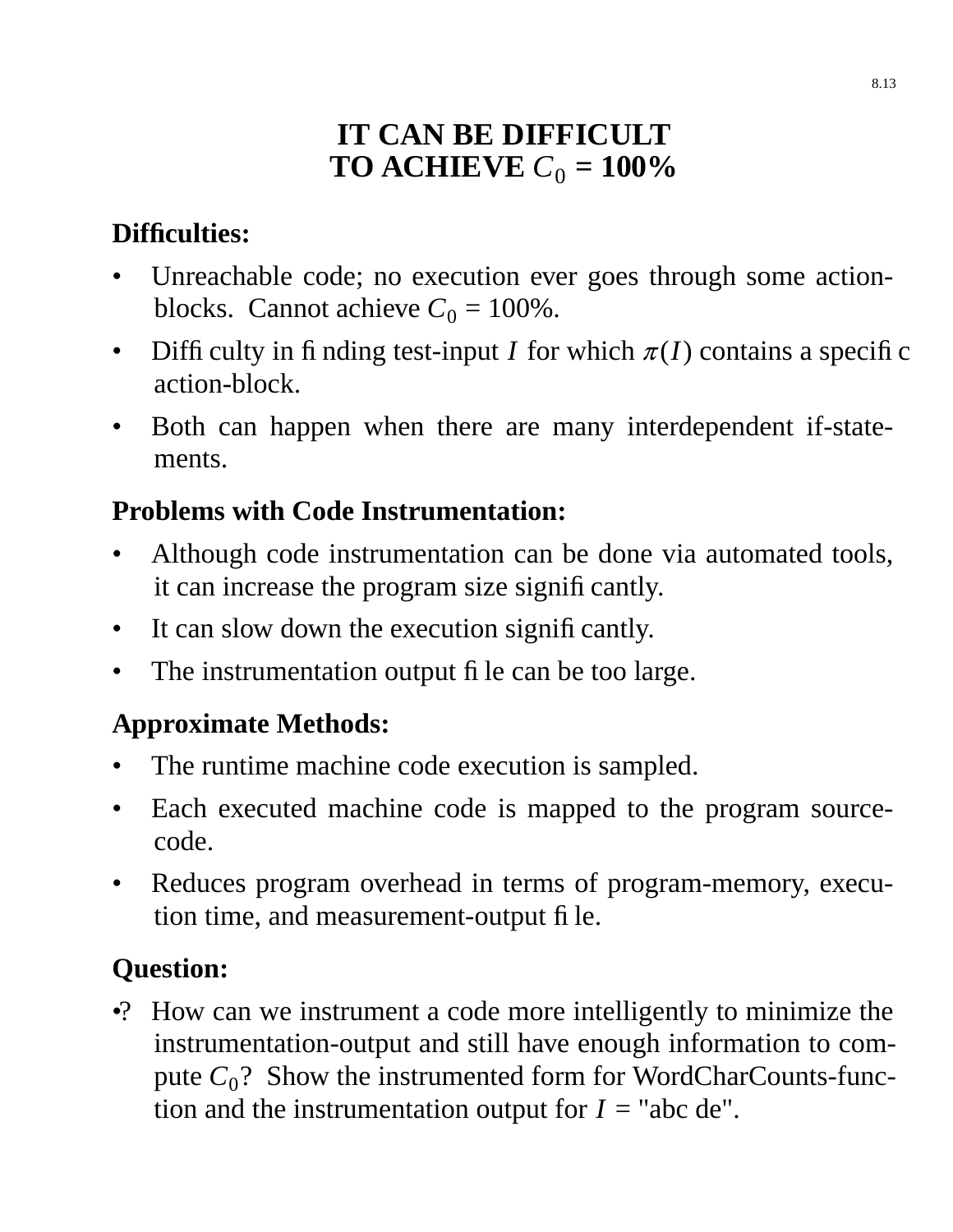# IT CAN BE DIFFICULT TO ACHIEVE $C_0$ = 100%

**Difficulties:**

- Unreachable code; no execution ever goes through some action-blocks. Cannot achieve $C_0$ = 100%.
- Difficulty in finding test-input $I$ for which $\pi(I)$ contains a specific action-block.
- Both can happen when there are many interdependent if-statements.

**Problems with Code Instrumentation:**

- Although code instrumentation can be done via automated tools, it can increase the program size significantly.
- It can slow down the execution significantly.
- The instrumentation output file can be too large.

**Approximate Methods:**

- The runtime machine code execution is sampled.
- Each executed machine code is mapped to the program source-code.
- Reduces program overhead in terms of program-memory, execution time, and measurement-output file.

**Question:**

•? How can we instrument a code more intelligently to minimize the instrumentation-output and still have enough information to compute $C_0$? Show the instrumented form for WordCharCounts-function and the instrumentation output for $I$ = "abc de".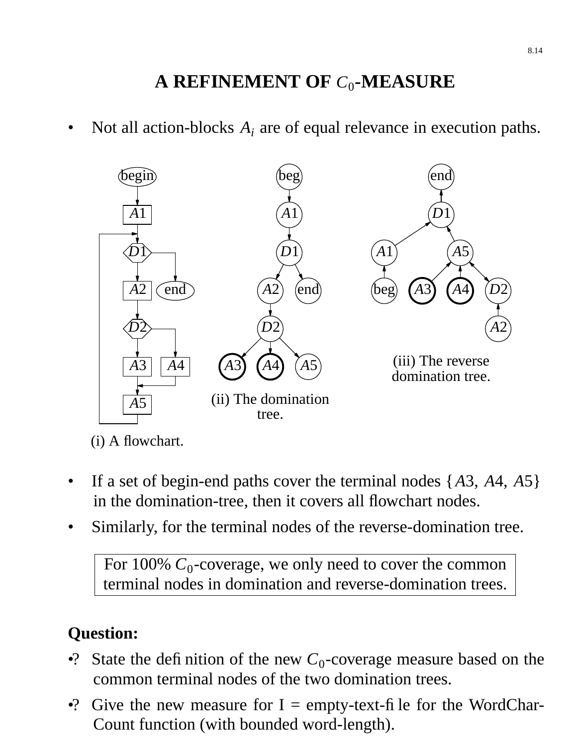# A REFINEMENT OF $C_0$-MEASURE

- Not all action-blocks $A_i$ are of equal relevance in execution paths.

(i) A flowchart.

(ii) The domination tree.

(iii) The reverse domination tree.

- If a set of begin-end paths cover the terminal nodes {$A3$, $A4$, $A5$} in the domination-tree, then it covers all flowchart nodes.
- Similarly, for the terminal nodes of the reverse-domination tree.

> For 100% $C_0$-coverage, we only need to cover the common terminal nodes in domination and reverse-domination trees.

**Question:**

- ? State the definition of the new $C_0$-coverage measure based on the common terminal nodes of the two domination trees.
- ? Give the new measure for I = empty-text-file for the WordChar-Count function (with bounded word-length).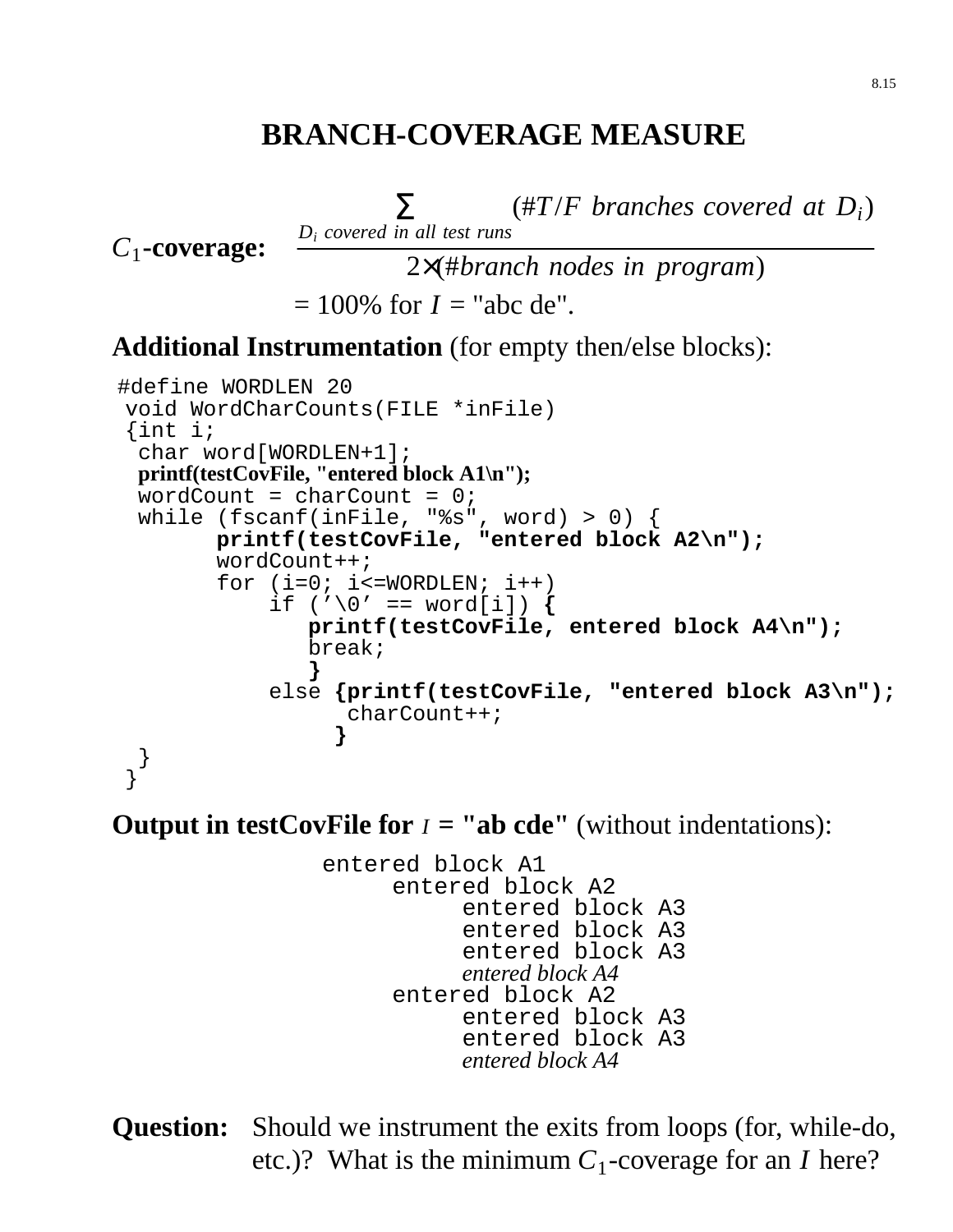# BRANCH-COVERAGE MEASURE

**$C_1$-coverage:**

$$\frac{\sum_{D_i \text{ covered in all test runs}} (\#T/F \text{ branches covered at } D_i)}{2 \times (\#\text{branch nodes in program})}$$

= 100% for $I$ = "abc de".

**Additional Instrumentation** (for empty then/else blocks):

```
#define WORDLEN 20
void WordCharCounts(FILE *inFile)
{int i;
 char word[WORDLEN+1];
 printf(testCovFile, "entered block A1\n");
 wordCount = charCount = 0;
 while (fscanf(inFile, "%s", word) > 0) {
       printf(testCovFile, "entered block A2\n");
       wordCount++;
       for (i=0; i<=WORDLEN; i++)
           if ('\0' == word[i]) {
              printf(testCovFile, entered block A4\n");
              break;
              }
           else {printf(testCovFile, "entered block A3\n");
                 charCount++;
                }
 }
}
```

**Output in testCovFile for $I$ = "ab cde"** (without indentations):

```
entered block A1
     entered block A2
          entered block A3
          entered block A3
          entered block A3
          entered block A4
     entered block A2
          entered block A3
          entered block A3
          entered block A4
```

**Question:** Should we instrument the exits from loops (for, while-do, etc.)? What is the minimum $C_1$-coverage for an $I$ here?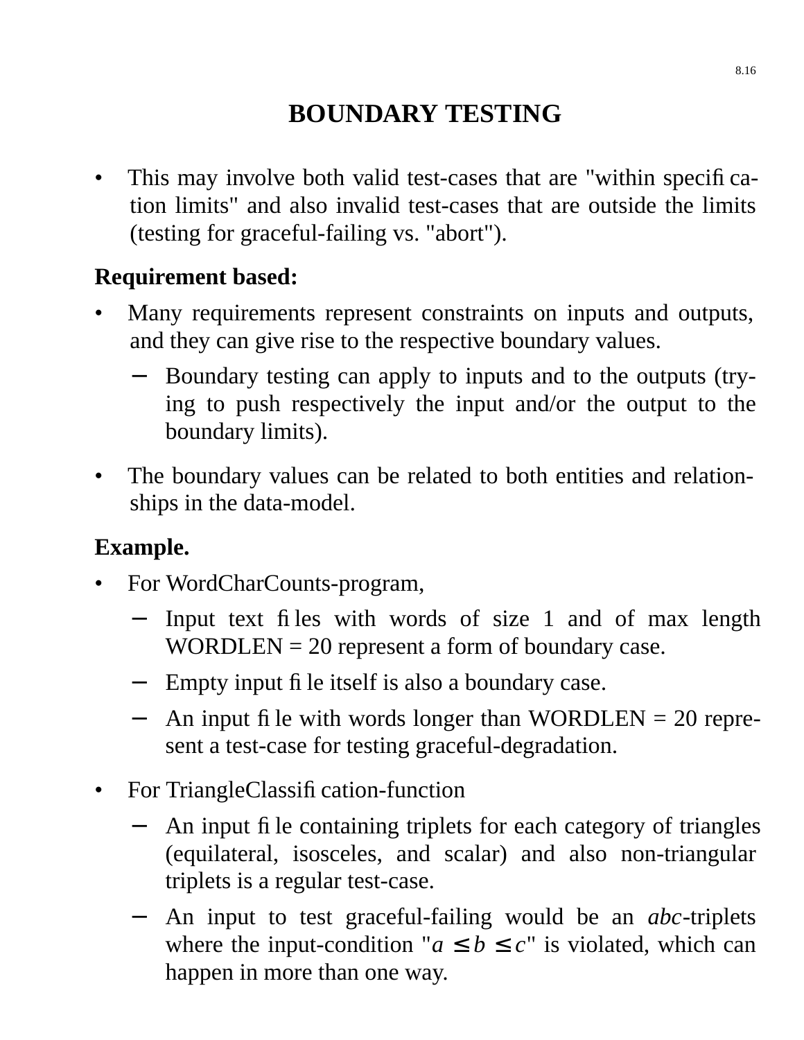# BOUNDARY TESTING

- This may involve both valid test-cases that are "within specification limits" and also invalid test-cases that are outside the limits (testing for graceful-failing vs. "abort").

**Requirement based:**

- Many requirements represent constraints on inputs and outputs, and they can give rise to the respective boundary values.
  - Boundary testing can apply to inputs and to the outputs (trying to push respectively the input and/or the output to the boundary limits).
- The boundary values can be related to both entities and relationships in the data-model.

**Example.**

- For WordCharCounts-program,
  - Input text files with words of size 1 and of max length WORDLEN = 20 represent a form of boundary case.
  - Empty input file itself is also a boundary case.
  - An input file with words longer than WORDLEN = 20 represent a test-case for testing graceful-degradation.
- For TriangleClassification-function
  - An input file containing triplets for each category of triangles (equilateral, isosceles, and scalar) and also non-triangular triplets is a regular test-case.
  - An input to test graceful-failing would be an *abc*-triplets where the input-condition "$a \le b \le c$" is violated, which can happen in more than one way.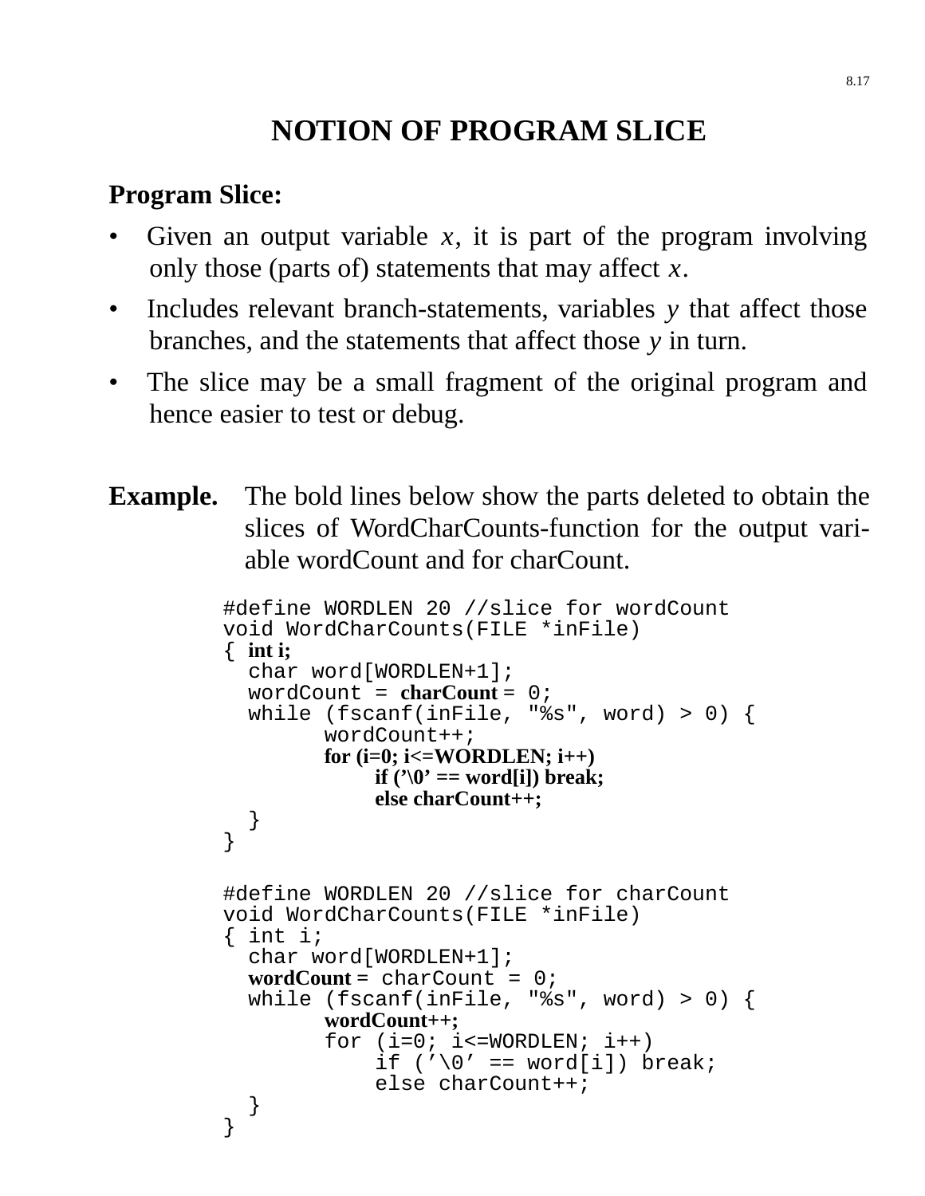# NOTION OF PROGRAM SLICE

**Program Slice:**

- Given an output variable $x$, it is part of the program involving only those (parts of) statements that may affect $x$.
- Includes relevant branch-statements, variables $y$ that affect those branches, and the statements that affect those $y$ in turn.
- The slice may be a small fragment of the original program and hence easier to test or debug.

**Example.** The bold lines below show the parts deleted to obtain the slices of WordCharCounts-function for the output variable wordCount and for charCount.

```
#define WORDLEN 20 //slice for wordCount
void WordCharCounts(FILE *inFile)
{ int i;
  char word[WORDLEN+1];
  wordCount = charCount = 0;
  while (fscanf(inFile, "%s", word) > 0) {
        wordCount++;
        for (i=0; i<=WORDLEN; i++)
            if ('\0' == word[i]) break;
            else charCount++;
  }
}
```

```
#define WORDLEN 20 //slice for charCount
void WordCharCounts(FILE *inFile)
{ int i;
  char word[WORDLEN+1];
  wordCount = charCount = 0;
  while (fscanf(inFile, "%s", word) > 0) {
        wordCount++;
        for (i=0; i<=WORDLEN; i++)
            if ('\0' == word[i]) break;
            else charCount++;
  }
}
```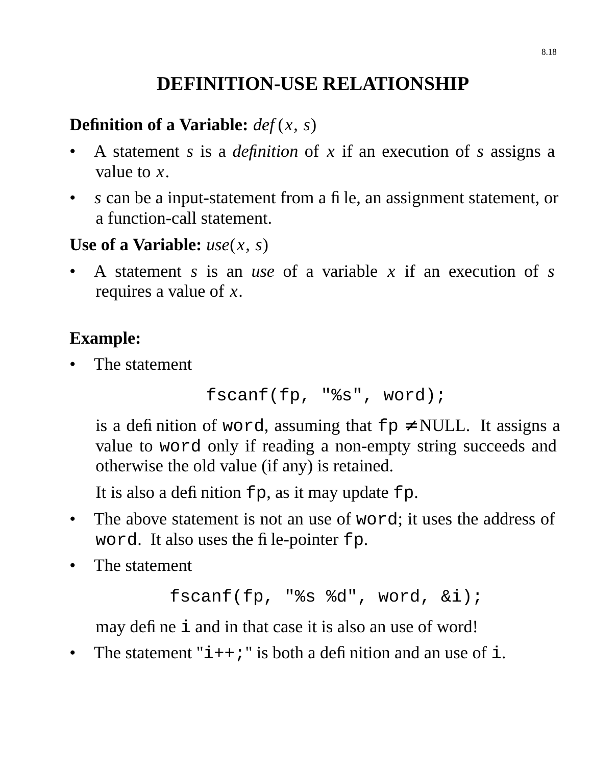# DEFINITION-USE RELATIONSHIP

**Definition of a Variable:** *def* ($x$, $s$)

- A statement $s$ is a *definition* of $x$ if an execution of $s$ assigns a value to $x$.
- $s$ can be a input-statement from a file, an assignment statement, or a function-call statement.

**Use of a Variable:** *use*($x$, $s$)

- A statement $s$ is an *use* of a variable $x$ if an execution of $s$ requires a value of $x$.

**Example:**

- The statement

```
fscanf(fp, "%s", word);
```

  is a definition of `word`, assuming that `fp` ≠ NULL. It assigns a value to `word` only if reading a non-empty string succeeds and otherwise the old value (if any) is retained.

  It is also a definition `fp`, as it may update `fp`.

- The above statement is not an use of `word`; it uses the address of `word`. It also uses the file-pointer `fp`.
- The statement

```
fscanf(fp, "%s %d", word, &i);
```

  may define `i` and in that case it is also an use of word!

- The statement "`i++;`" is both a definition and an use of `i`.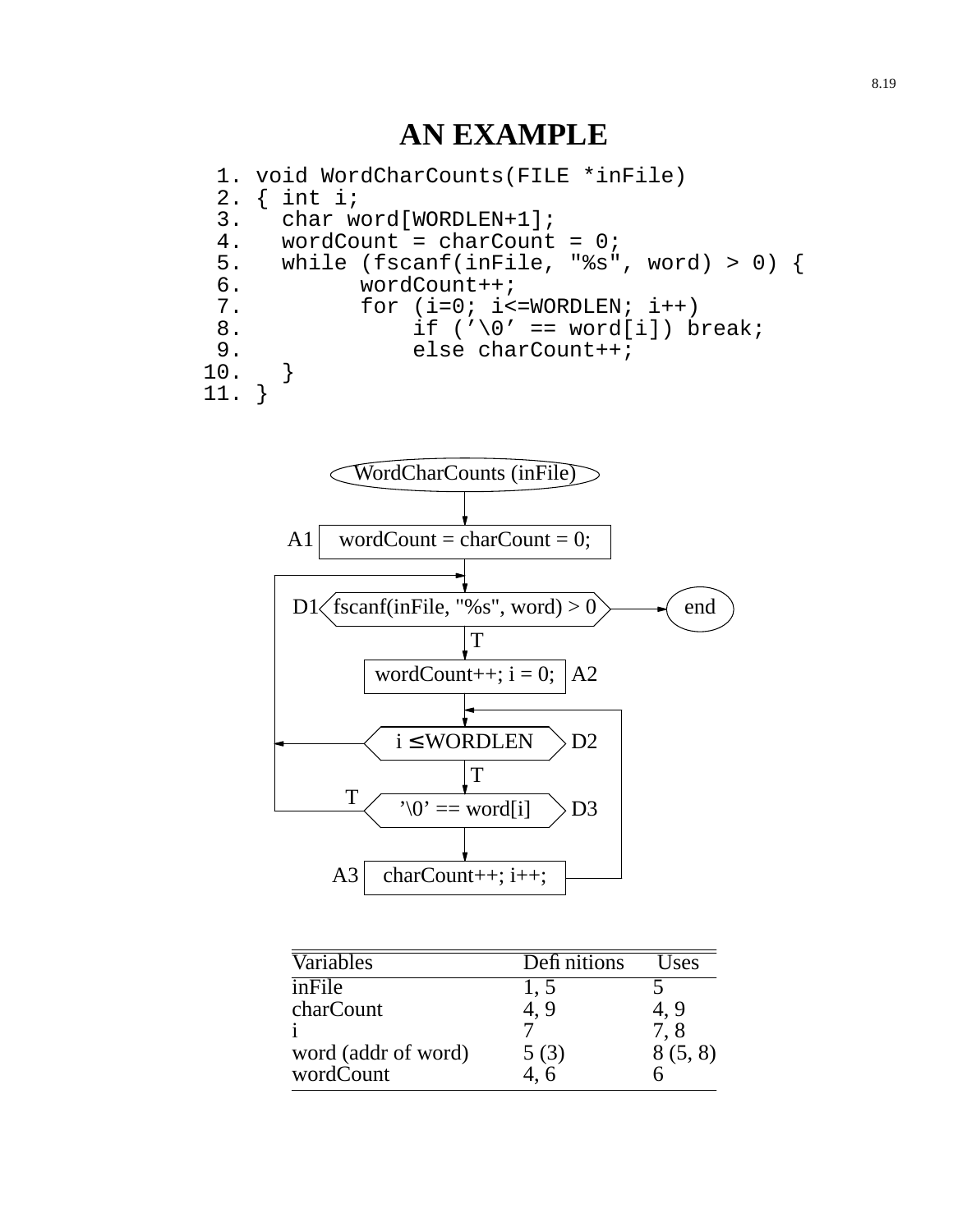# AN EXAMPLE

```
 1. void WordCharCounts(FILE *inFile)
 2. { int i;
 3.   char word[WORDLEN+1];
 4.   wordCount = charCount = 0;
 5.   while (fscanf(inFile, "%s", word) > 0) {
 6.         wordCount++;
 7.         for (i=0; i<=WORDLEN; i++)
 8.             if ('\0' == word[i]) break;
 9.             else charCount++;
10.   }
11. }
```

```
            WordCharCounts (inFile)
                     |
A1   wordCount = charCount = 0;
                     |
D1   fscanf(inFile, "%s", word) > 0  ----> end
                     | T
     wordCount++; i = 0;   A2
                     |
     i ≤ WORDLEN   D2
                     | T
  T  '\0' == word[i]   D3
                     |
A3   charCount++; i++;
```

| Variables | Definitions | Uses |
|---|---|---|
| inFile | 1, 5 | 5 |
| charCount | 4, 9 | 4, 9 |
| i | 7 | 7, 8 |
| word (addr of word) | 5 (3) | 8 (5, 8) |
| wordCount | 4, 6 | 6 |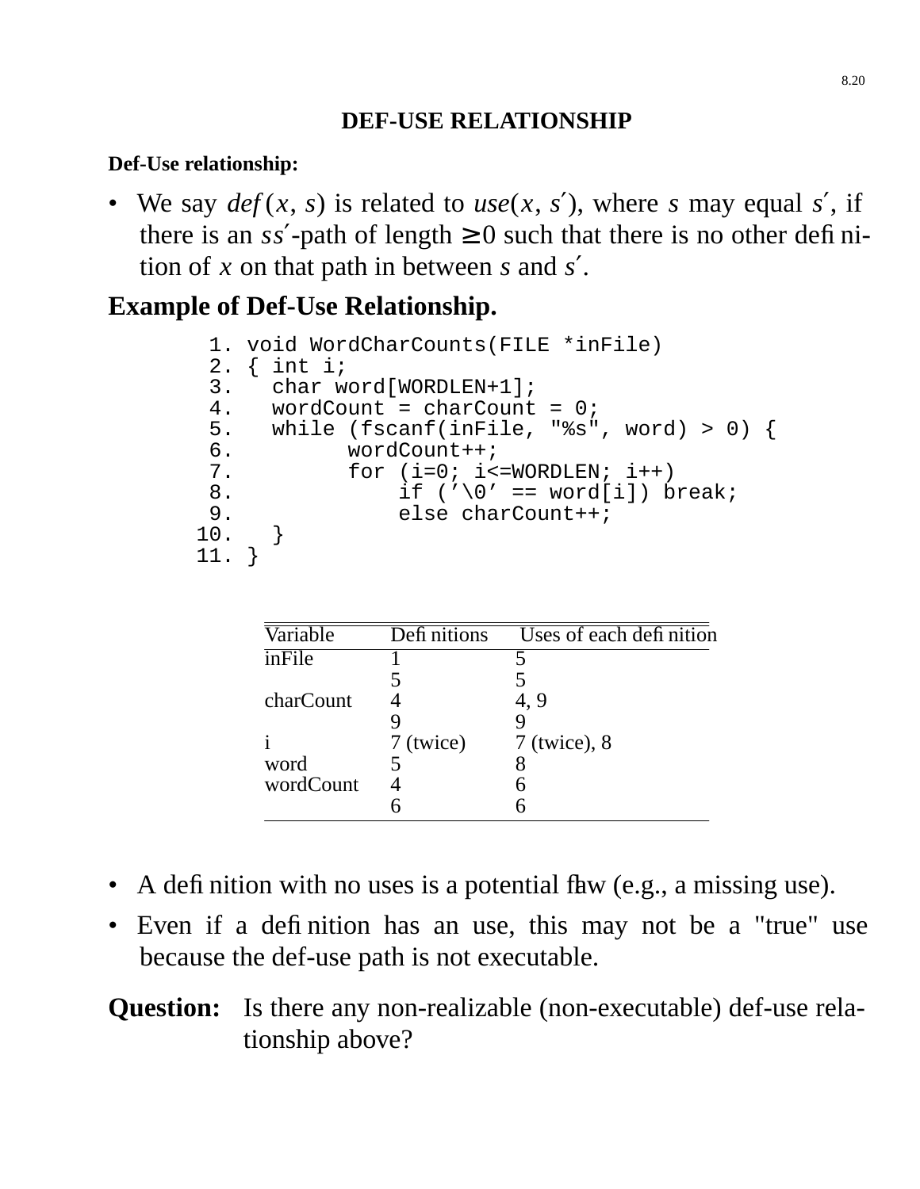## DEF-USE RELATIONSHIP

**Def-Use relationship:**

- We say $def(x, s)$ is related to $use(x, s')$, where $s$ may equal $s'$, if there is an $ss'$-path of length $\geq 0$ such that there is no other definition of $x$ on that path in between $s$ and $s'$.

### Example of Def-Use Relationship.

```
 1. void WordCharCounts(FILE *inFile)
 2. { int i;
 3.   char word[WORDLEN+1];
 4.   wordCount = charCount = 0;
 5.   while (fscanf(inFile, "%s", word) > 0) {
 6.         wordCount++;
 7.         for (i=0; i<=WORDLEN; i++)
 8.             if ('\0' == word[i]) break;
 9.             else charCount++;
10.   }
11. }
```

| Variable | Definitions | Uses of each definition |
|---|---|---|
| inFile | 1 | 5 |
| | 5 | 5 |
| charCount | 4 | 4, 9 |
| | 9 | 9 |
| i | 7 (twice) | 7 (twice), 8 |
| word | 5 | 8 |
| wordCount | 4 | 6 |
| | 6 | 6 |

- A definition with no uses is a potential flaw (e.g., a missing use).
- Even if a definition has an use, this may not be a "true" use because the def-use path is not executable.

**Question:** Is there any non-realizable (non-executable) def-use relationship above?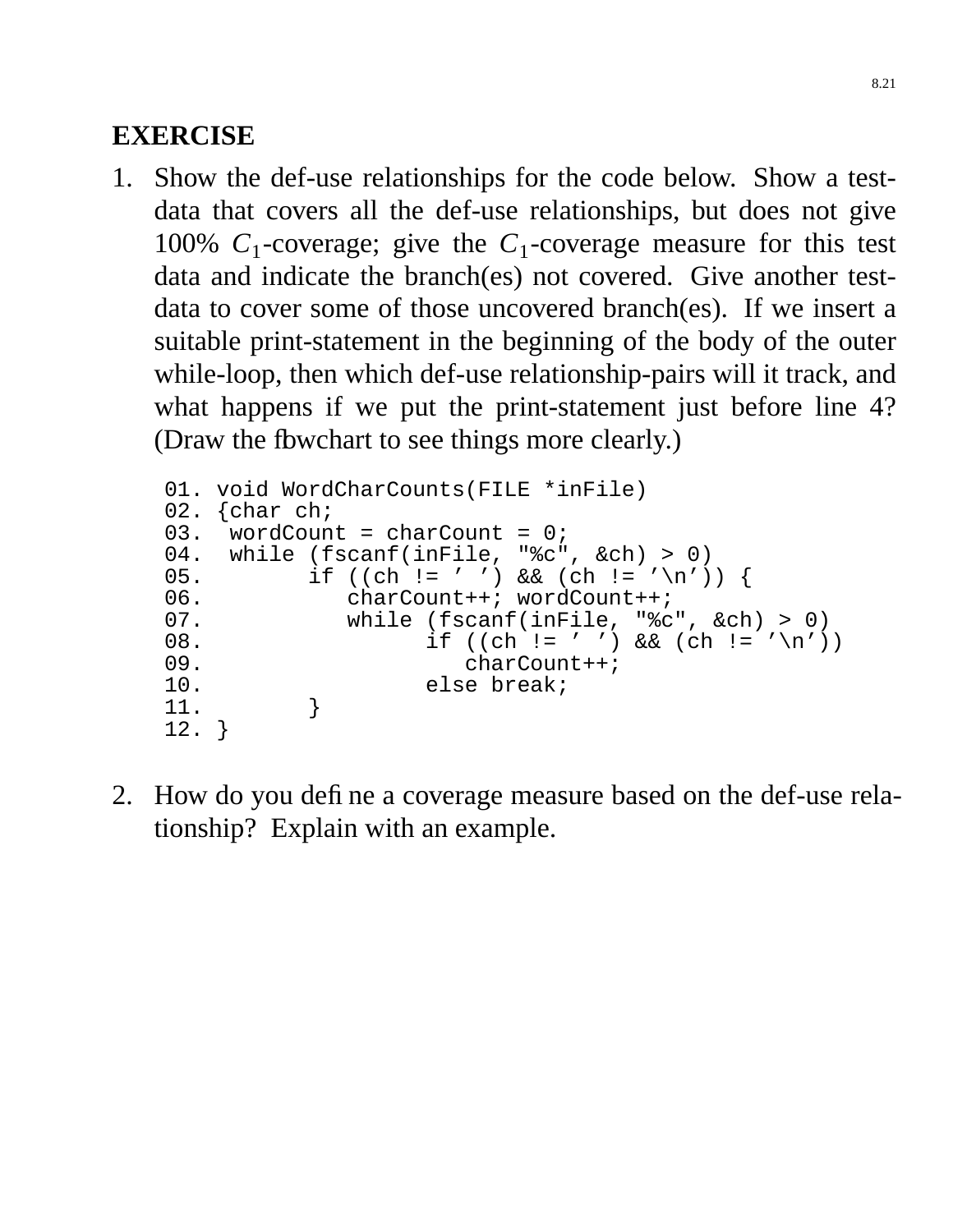## EXERCISE

1. Show the def-use relationships for the code below. Show a test-data that covers all the def-use relationships, but does not give 100% $C_1$-coverage; give the $C_1$-coverage measure for this test data and indicate the branch(es) not covered. Give another test-data to cover some of those uncovered branch(es). If we insert a suitable print-statement in the beginning of the body of the outer while-loop, then which def-use relationship-pairs will it track, and what happens if we put the print-statement just before line 4? (Draw the flowchart to see things more clearly.)

```
01. void WordCharCounts(FILE *inFile)
02. {char ch;
03.  wordCount = charCount = 0;
04.  while (fscanf(inFile, "%c", &ch) > 0)
05.        if ((ch != ' ') && (ch != '\n')) {
06.           charCount++; wordCount++;
07.           while (fscanf(inFile, "%c", &ch) > 0)
08.                 if ((ch != ' ') && (ch != '\n'))
09.                    charCount++;
10.                 else break;
11.        }
12. }
```

2. How do you define a coverage measure based on the def-use relationship? Explain with an example.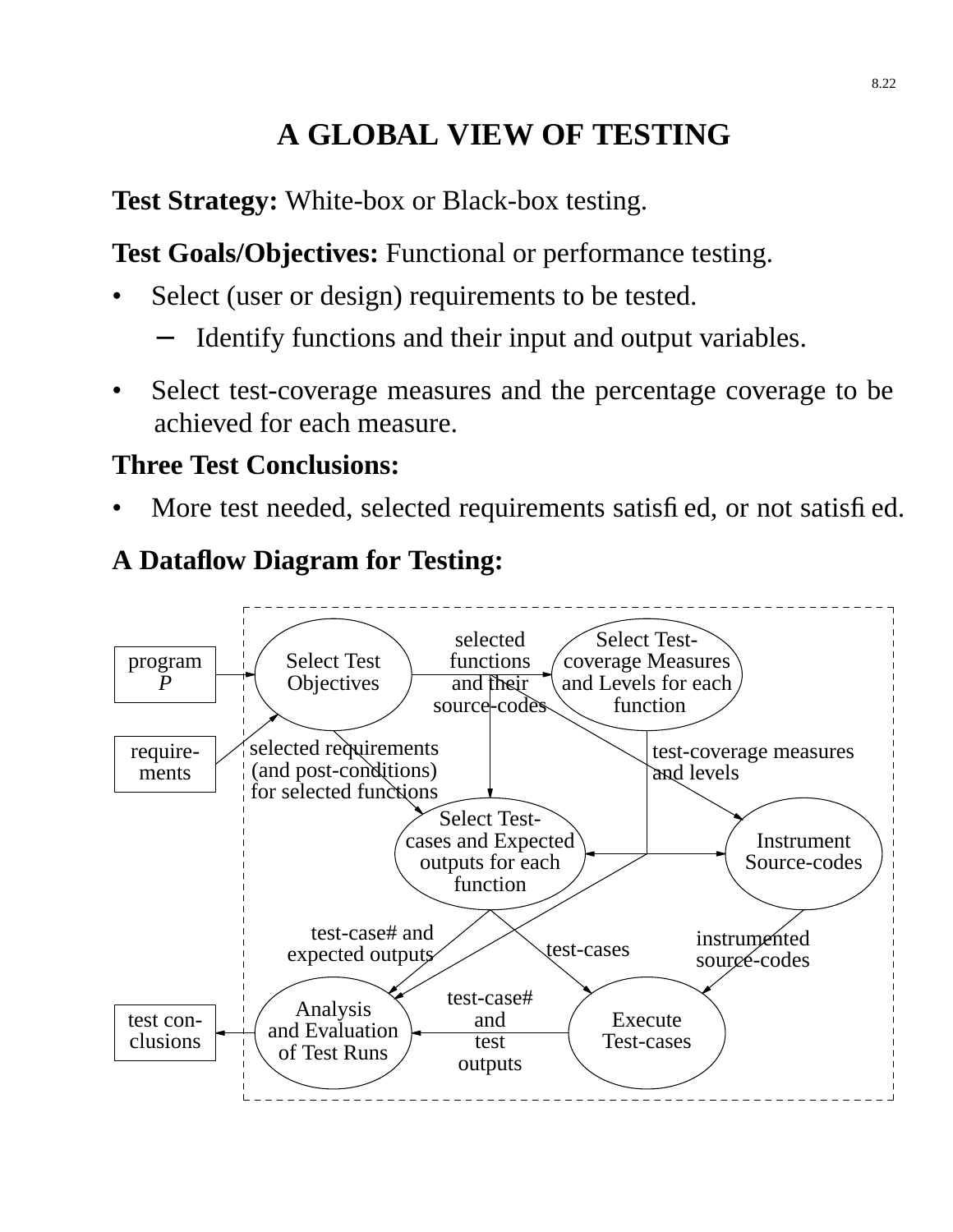# A GLOBAL VIEW OF TESTING

**Test Strategy:** White-box or Black-box testing.

**Test Goals/Objectives:** Functional or performance testing.

- Select (user or design) requirements to be tested.
  - Identify functions and their input and output variables.
- Select test-coverage measures and the percentage coverage to be achieved for each measure.

**Three Test Conclusions:**

- More test needed, selected requirements satisfied, or not satisfied.

**A Dataflow Diagram for Testing:**

program *P*

require-ments

Select Test Objectives

selected functions and their source-codes

Select Test-coverage Measures and Levels for each function

selected requirements (and post-conditions) for selected functions

test-coverage measures and levels

Select Test-cases and Expected outputs for each function

Instrument Source-codes

test-case# and expected outputs

test-cases

instrumented source-codes

test con-clusions

Analysis and Evaluation of Test Runs

test-case# and test outputs

Execute Test-cases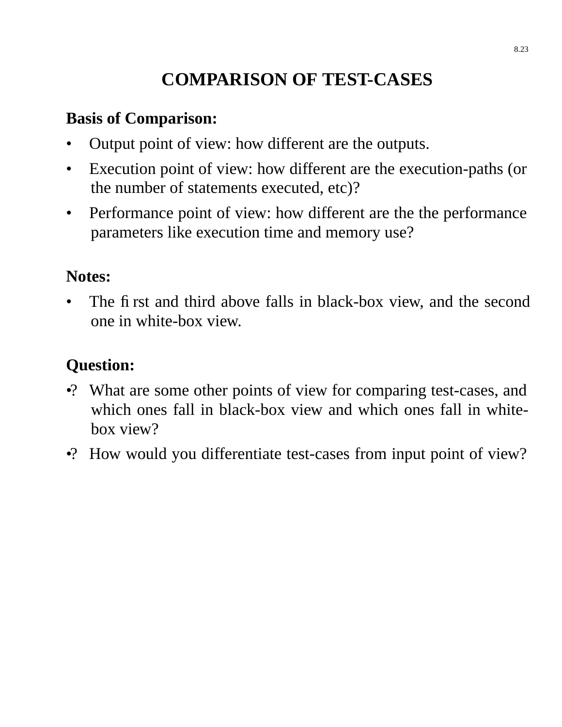# COMPARISON OF TEST-CASES

**Basis of Comparison:**

- Output point of view: how different are the outputs.
- Execution point of view: how different are the execution-paths (or the number of statements executed, etc)?
- Performance point of view: how different are the the performance parameters like execution time and memory use?

**Notes:**

- The first and third above falls in black-box view, and the second one in white-box view.

**Question:**

- ? What are some other points of view for comparing test-cases, and which ones fall in black-box view and which ones fall in white-box view?
- ? How would you differentiate test-cases from input point of view?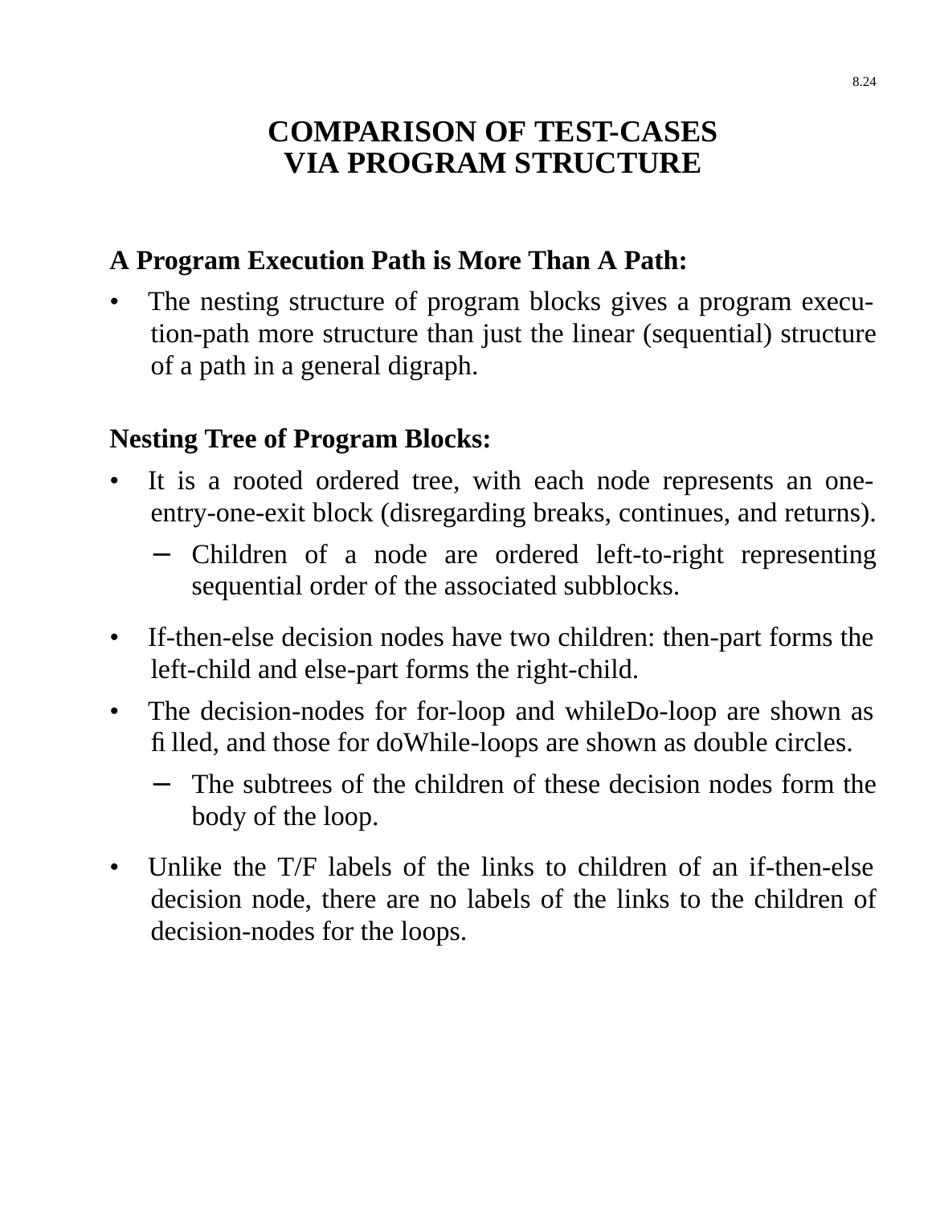# COMPARISON OF TEST-CASES VIA PROGRAM STRUCTURE

**A Program Execution Path is More Than A Path:**

- The nesting structure of program blocks gives a program execution-path more structure than just the linear (sequential) structure of a path in a general digraph.

**Nesting Tree of Program Blocks:**

- It is a rooted ordered tree, with each node represents an one-entry-one-exit block (disregarding breaks, continues, and returns).
  - Children of a node are ordered left-to-right representing sequential order of the associated subblocks.
- If-then-else decision nodes have two children: then-part forms the left-child and else-part forms the right-child.
- The decision-nodes for for-loop and whileDo-loop are shown as filled, and those for doWhile-loops are shown as double circles.
  - The subtrees of the children of these decision nodes form the body of the loop.
- Unlike the T/F labels of the links to children of an if-then-else decision node, there are no labels of the links to the children of decision-nodes for the loops.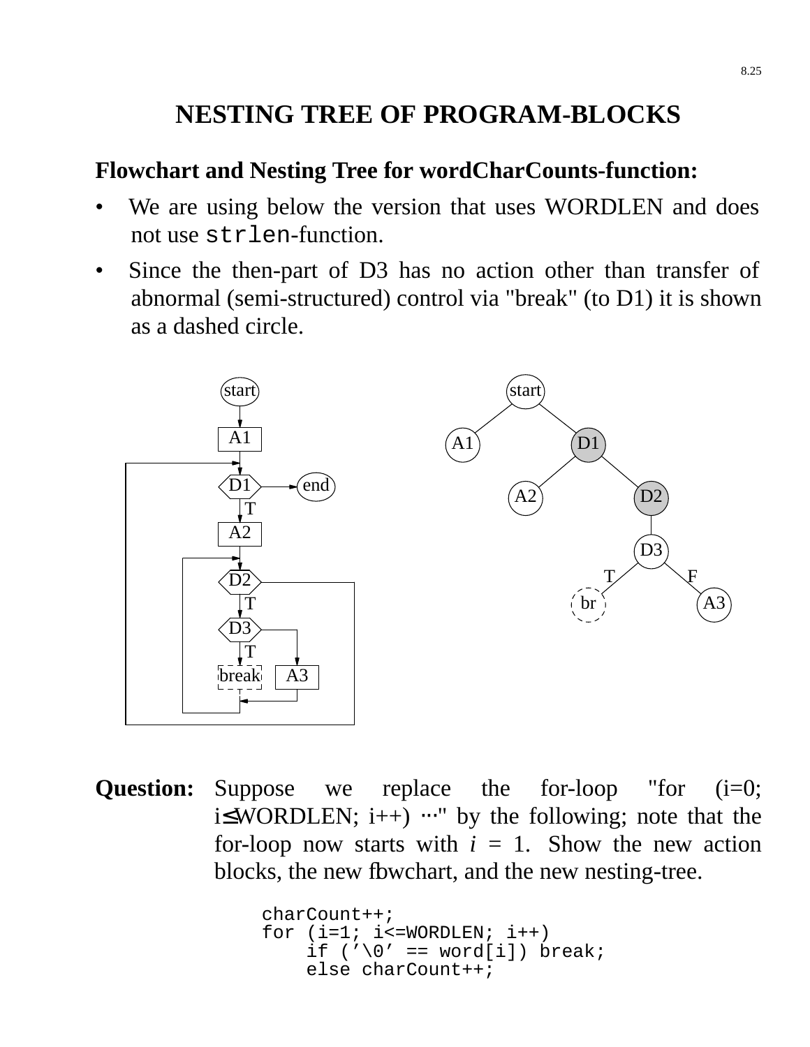# NESTING TREE OF PROGRAM-BLOCKS

**Flowchart and Nesting Tree for wordCharCounts-function:**

- We are using below the version that uses WORDLEN and does not use `strlen`-function.
- Since the then-part of D3 has no action other than transfer of abnormal (semi-structured) control via "break" (to D1) it is shown as a dashed circle.

**Question:** Suppose we replace the for-loop "for (i=0; i≤WORDLEN; i++) ⋯" by the following; note that the for-loop now starts with $i$ = 1. Show the new action blocks, the new flowchart, and the new nesting-tree.

```
charCount++;
for (i=1; i<=WORDLEN; i++)
    if ('\0' == word[i]) break;
    else charCount++;
```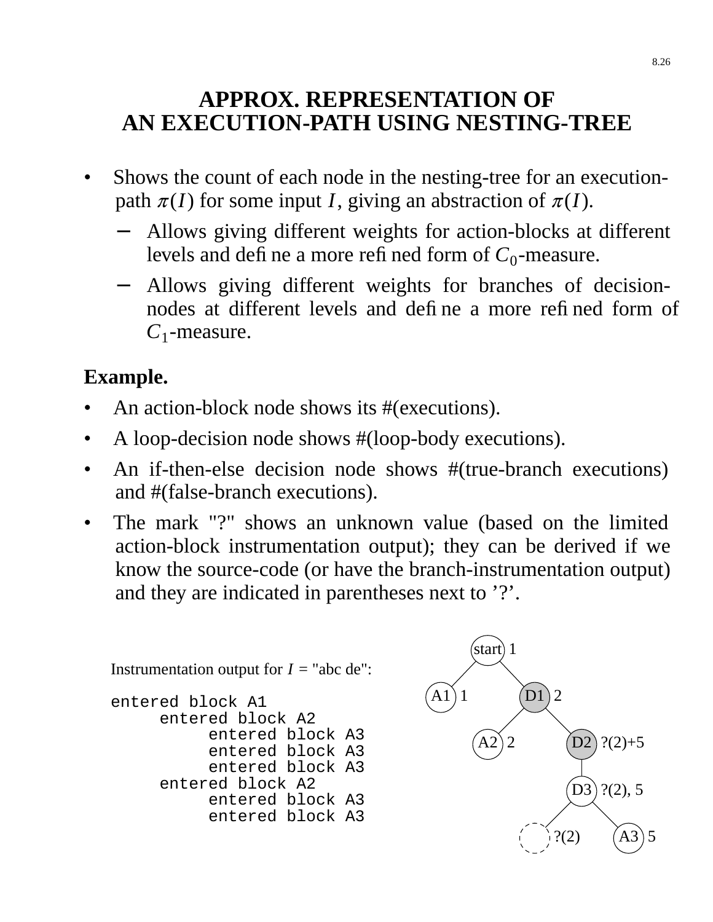# APPROX. REPRESENTATION OF AN EXECUTION-PATH USING NESTING-TREE

- Shows the count of each node in the nesting-tree for an execution-path $\pi(I)$ for some input $I$, giving an abstraction of $\pi(I)$.
  - Allows giving different weights for action-blocks at different levels and define a more refined form of $C_0$-measure.
  - Allows giving different weights for branches of decision-nodes at different levels and define a more refined form of $C_1$-measure.

**Example.**

- An action-block node shows its #(executions).
- A loop-decision node shows #(loop-body executions).
- An if-then-else decision node shows #(true-branch executions) and #(false-branch executions).
- The mark "?" shows an unknown value (based on the limited action-block instrumentation output); they can be derived if we know the source-code (or have the branch-instrumentation output) and they are indicated in parentheses next to '?'.

Instrumentation output for $I$ = "abc de":

```
entered block A1
     entered block A2
          entered block A3
          entered block A3
          entered block A3
     entered block A2
          entered block A3
          entered block A3
```

Nesting-tree (node: count):

- start: 1
  - A1: 1
  - D1: 2
    - A2: 2
    - D2: ?(2)+5
      - D3: ?(2), 5
        - (empty node): ?(2)
        - A3: 5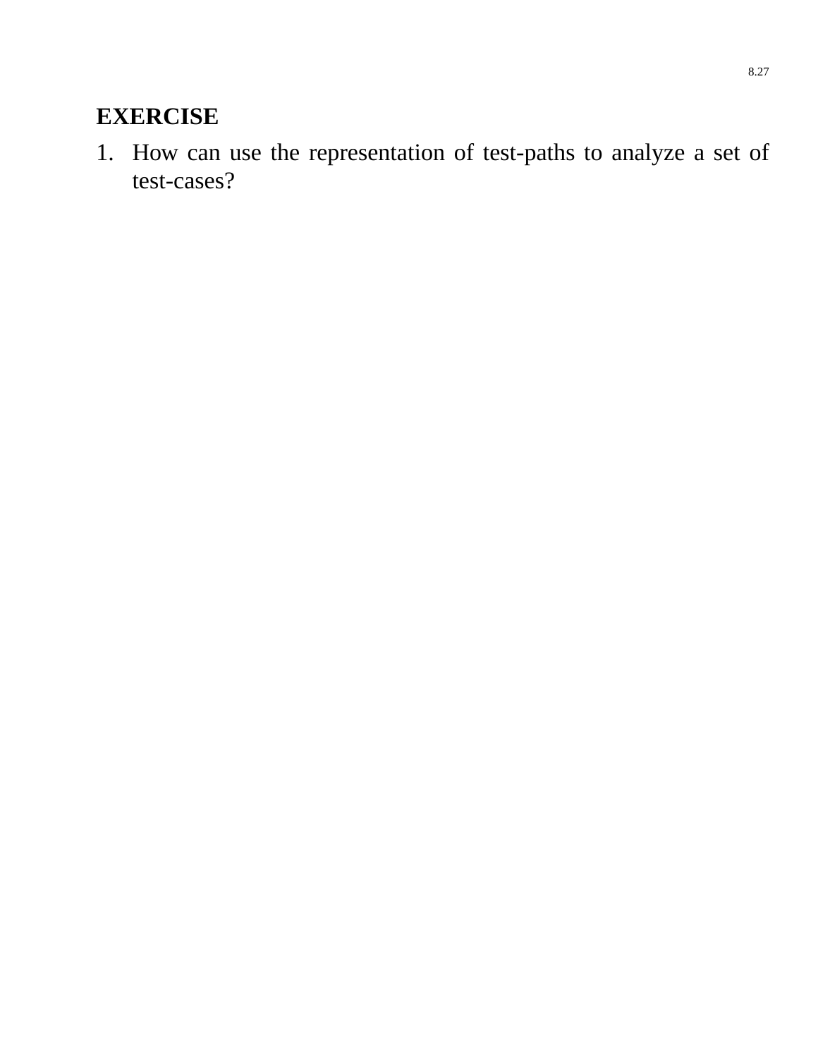## EXERCISE

1. How can use the representation of test-paths to analyze a set of test-cases?